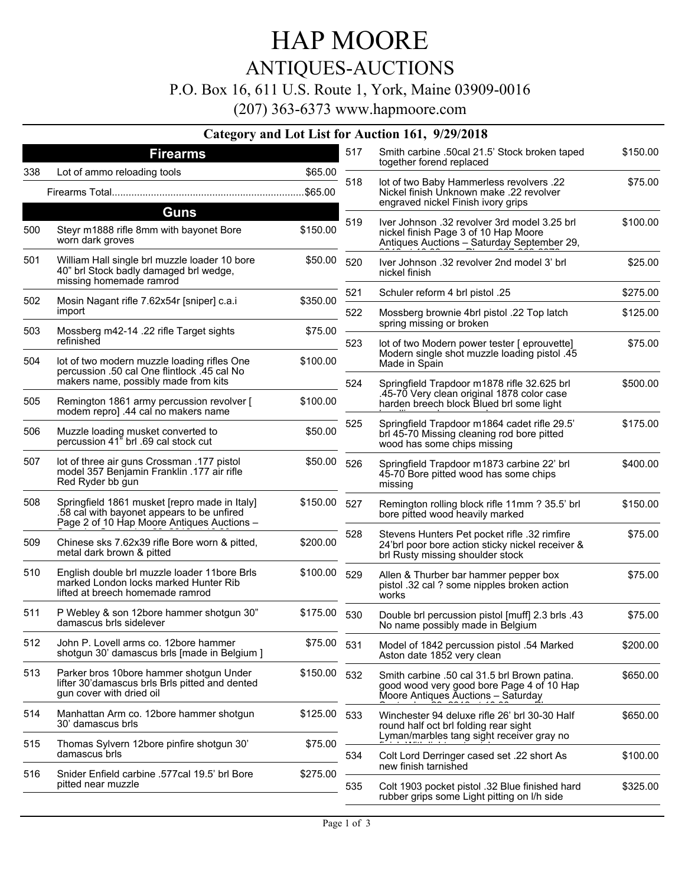# HAP MOORE

## ANTIQUES-AUCTIONS

P.O. Box 16, 611 U.S. Route 1, York, Maine 03909-0016

(207) 363-6373 www.hapmoore.com

### Category and Lot List for Auction 161, 9/29/2018

## Firearms

| Lot | Description | Price |
|---|---|---|
| 338 | Lot of ammo reloading tools | $65.00 |
| | Firearms Total | $65.00 |

## Guns

| Lot | Description | Price |
|---|---|---|
| 500 | Steyr m1888 rifle 8mm with bayonet Bore worn dark groves | $150.00 |
| 501 | William Hall single brl muzzle loader 10 bore 40" brl Stock badly damaged brl wedge, missing homemade ramrod | $50.00 |
| 502 | Mosin Nagant rifle 7.62x54r [sniper] c.a.i import | $350.00 |
| 503 | Mossberg m42-14 .22 rifle Target sights refinished | $75.00 |
| 504 | lot of two modern muzzle loading rifles One percussion .50 cal One flintlock .45 cal No makers name, possibly made from kits | $100.00 |
| 505 | Remington 1861 army percussion revolver [ modem repro] .44 cal no makers name | $100.00 |
| 506 | Muzzle loading musket converted to percussion 41" brl .69 cal stock cut | $50.00 |
| 507 | lot of three air guns Crossman .177 pistol model 357 Benjamin Franklin .177 air rifle Red Ryder bb gun | $50.00 |
| 508 | Springfield 1861 musket [repro made in Italy] .58 cal with bayonet appears to be unfired Page 2 of 10 Hap Moore Antiques Auctions – | $150.00 |
| 509 | Chinese sks 7.62x39 rifle Bore worn & pitted, metal dark brown & pitted | $200.00 |
| 510 | English double brl muzzle loader 11bore Brls marked London locks marked Hunter Rib lifted at breech homemade ramrod | $100.00 |
| 511 | P Webley & son 12bore hammer shotgun 30" damascus brls sidelever | $175.00 |
| 512 | John P. Lovell arms co. 12bore hammer shotgun 30' damascus brls [made in Belgium ] | $75.00 |
| 513 | Parker bros 10bore hammer shotgun Under lifter 30'damascus brls Brls pitted and dented gun cover with dried oil | $150.00 |
| 514 | Manhattan Arm co. 12bore hammer shotgun 30' damascus brls | $125.00 |
| 515 | Thomas Sylvern 12bore pinfire shotgun 30' damascus brls | $75.00 |
| 516 | Snider Enfield carbine .577cal 19.5' brl Bore pitted near muzzle | $275.00 |
| 517 | Smith carbine .50cal 21.5' Stock broken taped together forend replaced | $150.00 |
| 518 | lot of two Baby Hammerless revolvers .22 Nickel finish Unknown make .22 revolver engraved nickel Finish ivory grips | $75.00 |
| 519 | Iver Johnson .32 revolver 3rd model 3.25 brl nickel finish Page 3 of 10 Hap Moore Antiques Auctions – Saturday September 29, | $100.00 |
| 520 | Iver Johnson .32 revolver 2nd model 3' brl nickel finish | $25.00 |
| 521 | Schuler reform 4 brl pistol .25 | $275.00 |
| 522 | Mossberg brownie 4brl pistol .22 Top latch spring missing or broken | $125.00 |
| 523 | lot of two Modern power tester [ eprouvette] Modern single shot muzzle loading pistol .45 Made in Spain | $75.00 |
| 524 | Springfield Trapdoor m1878 rifle 32.625 brl .45-70 Very clean original 1878 color case harden breech block Blued brl some light | $500.00 |
| 525 | Springfield Trapdoor m1864 cadet rifle 29.5' brl 45-70 Missing cleaning rod bore pitted wood has some chips missing | $175.00 |
| 526 | Springfield Trapdoor m1873 carbine 22' brl 45-70 Bore pitted wood has some chips missing | $400.00 |
| 527 | Remington rolling block rifle 11mm ? 35.5' brl bore pitted wood heavily marked | $150.00 |
| 528 | Stevens Hunters Pet pocket rifle .32 rimfire 24'brl poor bore action sticky nickel receiver & brl Rusty missing shoulder stock | $75.00 |
| 529 | Allen & Thurber bar hammer pepper box pistol .32 cal ? some nipples broken action works | $75.00 |
| 530 | Double brl percussion pistol [muff] 2.3 brls .43 No name possibly made in Belgium | $75.00 |
| 531 | Model of 1842 percussion pistol .54 Marked Aston date 1852 very clean | $200.00 |
| 532 | Smith carbine .50 cal 31.5 brl Brown patina. good wood very good bore Page 4 of 10 Hap Moore Antiques Auctions – Saturday | $650.00 |
| 533 | Winchester 94 deluxe rifle 26' brl 30-30 Half round half oct brl folding rear sight Lyman/marbles tang sight receiver gray no | $650.00 |
| 534 | Colt Lord Derringer cased set .22 short As new finish tarnished | $100.00 |
| 535 | Colt 1903 pocket pistol .32 Blue finished hard rubber grips some Light pitting on l/h side | $325.00 |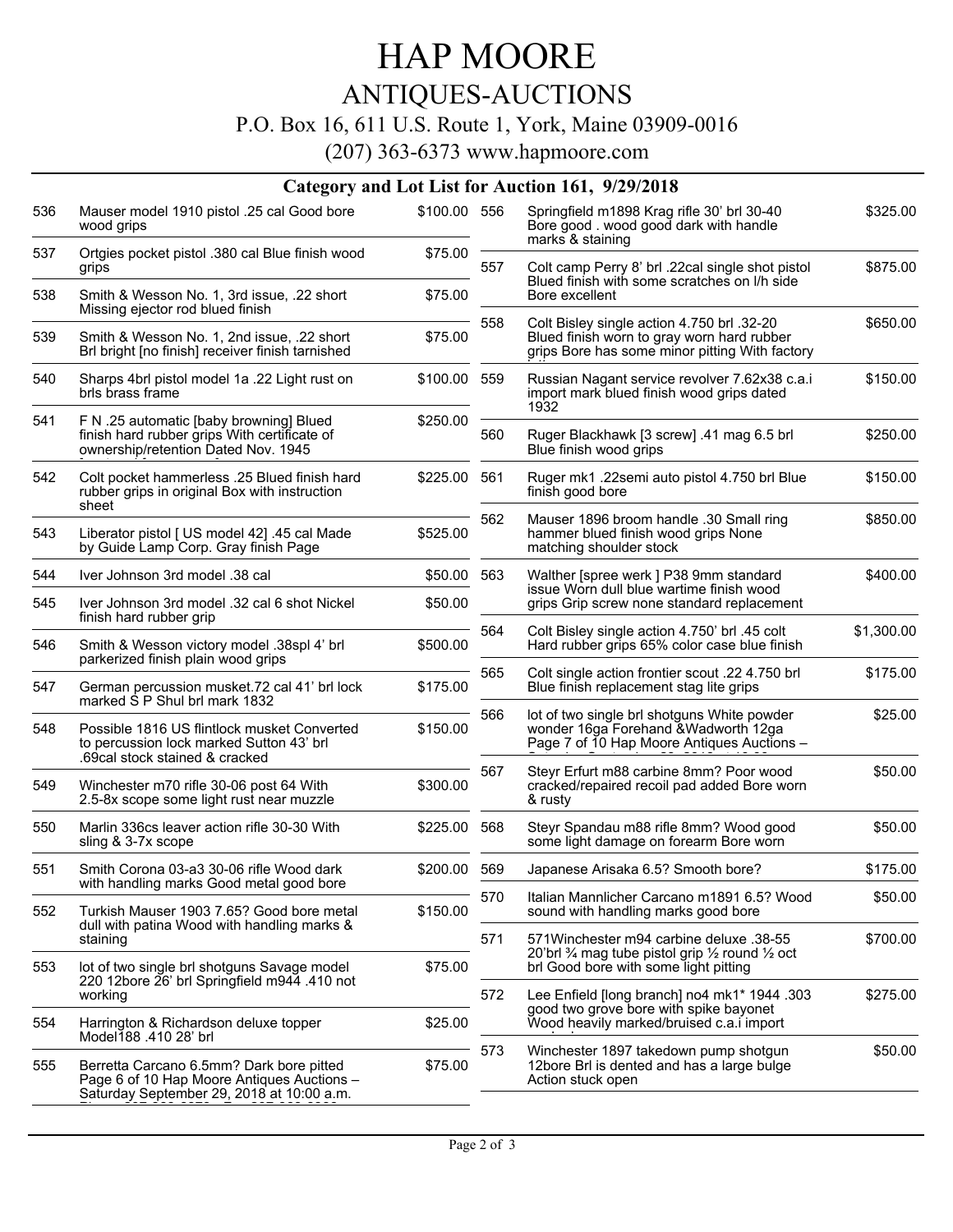# HAP MOORE

## ANTIQUES-AUCTIONS

P.O. Box 16, 611 U.S. Route 1, York, Maine 03909-0016

(207) 363-6373 www.hapmoore.com

### Category and Lot List for Auction 161, 9/29/2018

| Lot | Description | Price |
|---|---|---|
| 536 | Mauser model 1910 pistol .25 cal Good bore wood grips | $100.00 |
| 537 | Ortgies pocket pistol .380 cal Blue finish wood grips | $75.00 |
| 538 | Smith & Wesson No. 1, 3rd issue, .22 short Missing ejector rod blued finish | $75.00 |
| 539 | Smith & Wesson No. 1, 2nd issue, .22 short Brl bright [no finish] receiver finish tarnished | $75.00 |
| 540 | Sharps 4brl pistol model 1a .22 Light rust on brls brass frame | $100.00 |
| 541 | F N .25 automatic [baby browning] Blued finish hard rubber grips With certificate of ownership/retention Dated Nov. 1945 | $250.00 |
| 542 | Colt pocket hammerless .25 Blued finish hard rubber grips in original Box with instruction sheet | $225.00 |
| 543 | Liberator pistol [ US model 42] .45 cal Made by Guide Lamp Corp. Gray finish Page | $525.00 |
| 544 | Iver Johnson 3rd model .38 cal | $50.00 |
| 545 | Iver Johnson 3rd model .32 cal 6 shot Nickel finish hard rubber grip | $50.00 |
| 546 | Smith & Wesson victory model .38spl 4' brl parkerized finish plain wood grips | $500.00 |
| 547 | German percussion musket.72 cal 41' brl lock marked S P Shul brl mark 1832 | $175.00 |
| 548 | Possible 1816 US flintlock musket Converted to percussion lock marked Sutton 43' brl .69cal stock stained & cracked | $150.00 |
| 549 | Winchester m70 rifle 30-06 post 64 With 2.5-8x scope some light rust near muzzle | $300.00 |
| 550 | Marlin 336cs leaver action rifle 30-30 With sling & 3-7x scope | $225.00 |
| 551 | Smith Corona 03-a3 30-06 rifle Wood dark with handling marks Good metal good bore | $200.00 |
| 552 | Turkish Mauser 1903 7.65? Good bore metal dull with patina Wood with handling marks & staining | $150.00 |
| 553 | lot of two single brl shotguns Savage model 220 12bore 26' brl Springfield m944 .410 not working | $75.00 |
| 554 | Harrington & Richardson deluxe topper Model188 .410 28' brl | $25.00 |
| 555 | Berretta Carcano 6.5mm? Dark bore pitted Page 6 of 10 Hap Moore Antiques Auctions – Saturday September 29, 2018 at 10:00 a.m. | $75.00 |
| 556 | Springfield m1898 Krag rifle 30' brl 30-40 Bore good . wood good dark with handle marks & staining | $325.00 |
| 557 | Colt camp Perry 8' brl .22cal single shot pistol Blued finish with some scratches on l/h side Bore excellent | $875.00 |
| 558 | Colt Bisley single action 4.750 brl .32-20 Blued finish worn to gray worn hard rubber grips Bore has some minor pitting With factory | $650.00 |
| 559 | Russian Nagant service revolver 7.62x38 c.a.i import mark blued finish wood grips dated 1932 | $150.00 |
| 560 | Ruger Blackhawk [3 screw] .41 mag 6.5 brl Blue finish wood grips | $250.00 |
| 561 | Ruger mk1 .22semi auto pistol 4.750 brl Blue finish good bore | $150.00 |
| 562 | Mauser 1896 broom handle .30 Small ring hammer blued finish wood grips None matching shoulder stock | $850.00 |
| 563 | Walther [spree werk ] P38 9mm standard issue Worn dull blue wartime finish wood grips Grip screw none standard replacement | $400.00 |
| 564 | Colt Bisley single action 4.750' brl .45 colt Hard rubber grips 65% color case blue finish | $1,300.00 |
| 565 | Colt single action frontier scout .22 4.750 brl Blue finish replacement stag lite grips | $175.00 |
| 566 | lot of two single brl shotguns White powder wonder 16ga Forehand &Wadworth 12ga Page 7 of 10 Hap Moore Antiques Auctions – | $25.00 |
| 567 | Steyr Erfurt m88 carbine 8mm? Poor wood cracked/repaired recoil pad added Bore worn & rusty | $50.00 |
| 568 | Steyr Spandau m88 rifle 8mm? Wood good some light damage on forearm Bore worn | $50.00 |
| 569 | Japanese Arisaka 6.5? Smooth bore? | $175.00 |
| 570 | Italian Mannlicher Carcano m1891 6.5? Wood sound with handling marks good bore | $50.00 |
| 571 | 571Winchester m94 carbine deluxe .38-55 20'brl ¾ mag tube pistol grip ½ round ½ oct brl Good bore with some light pitting | $700.00 |
| 572 | Lee Enfield [long branch] no4 mk1* 1944 .303 good two grove bore with spike bayonet Wood heavily marked/bruised c.a.i import | $275.00 |
| 573 | Winchester 1897 takedown pump shotgun 12bore Brl is dented and has a large bulge Action stuck open | $50.00 |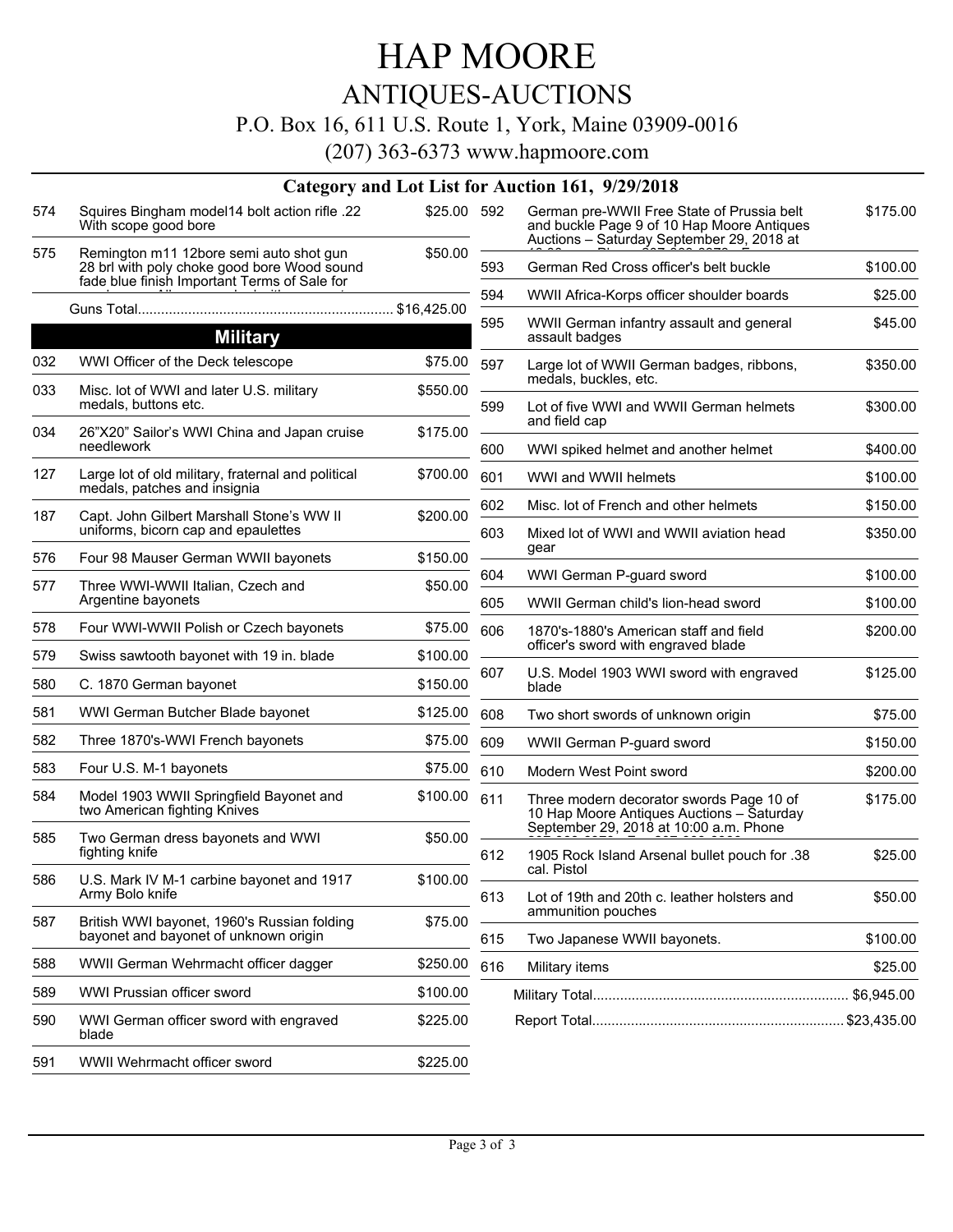# HAP MOORE

## ANTIQUES-AUCTIONS

P.O. Box 16, 611 U.S. Route 1, York, Maine 03909-0016

(207) 363-6373 www.hapmoore.com

### Category and Lot List for Auction 161, 9/29/2018

| | | |
|---|---|---|
| 574 | Squires Bingham model14 bolt action rifle .22 With scope good bore | $25.00 |
| 575 | Remington m11 12bore semi auto shot gun 28 brl with poly choke good bore Wood sound fade blue finish Important Terms of Sale for | $50.00 |
| | Guns Total | $16,425.00 |

### Military

| | | |
|---|---|---|
| 032 | WWI Officer of the Deck telescope | $75.00 |
| 033 | Misc. lot of WWI and later U.S. military medals, buttons etc. | $550.00 |
| 034 | 26"X20" Sailor's WWI China and Japan cruise needlework | $175.00 |
| 127 | Large lot of old military, fraternal and political medals, patches and insignia | $700.00 |
| 187 | Capt. John Gilbert Marshall Stone's WW II uniforms, bicorn cap and epaulettes | $200.00 |
| 576 | Four 98 Mauser German WWII bayonets | $150.00 |
| 577 | Three WWI-WWII Italian, Czech and Argentine bayonets | $50.00 |
| 578 | Four WWI-WWII Polish or Czech bayonets | $75.00 |
| 579 | Swiss sawtooth bayonet with 19 in. blade | $100.00 |
| 580 | C. 1870 German bayonet | $150.00 |
| 581 | WWI German Butcher Blade bayonet | $125.00 |
| 582 | Three 1870's-WWI French bayonets | $75.00 |
| 583 | Four U.S. M-1 bayonets | $75.00 |
| 584 | Model 1903 WWII Springfield Bayonet and two American fighting Knives | $100.00 |
| 585 | Two German dress bayonets and WWI fighting knife | $50.00 |
| 586 | U.S. Mark IV M-1 carbine bayonet and 1917 Army Bolo knife | $100.00 |
| 587 | British WWI bayonet, 1960's Russian folding bayonet and bayonet of unknown origin | $75.00 |
| 588 | WWII German Wehrmacht officer dagger | $250.00 |
| 589 | WWI Prussian officer sword | $100.00 |
| 590 | WWI German officer sword with engraved blade | $225.00 |
| 591 | WWII Wehrmacht officer sword | $225.00 |
| 592 | German pre-WWII Free State of Prussia belt and buckle Page 9 of 10 Hap Moore Antiques Auctions – Saturday September 29, 2018 at | $175.00 |
| 593 | German Red Cross officer's belt buckle | $100.00 |
| 594 | WWII Africa-Korps officer shoulder boards | $25.00 |
| 595 | WWII German infantry assault and general assault badges | $45.00 |
| 597 | Large lot of WWII German badges, ribbons, medals, buckles, etc. | $350.00 |
| 599 | Lot of five WWI and WWII German helmets and field cap | $300.00 |
| 600 | WWI spiked helmet and another helmet | $400.00 |
| 601 | WWI and WWII helmets | $100.00 |
| 602 | Misc. lot of French and other helmets | $150.00 |
| 603 | Mixed lot of WWI and WWII aviation head gear | $350.00 |
| 604 | WWI German P-guard sword | $100.00 |
| 605 | WWII German child's lion-head sword | $100.00 |
| 606 | 1870's-1880's American staff and field officer's sword with engraved blade | $200.00 |
| 607 | U.S. Model 1903 WWI sword with engraved blade | $125.00 |
| 608 | Two short swords of unknown origin | $75.00 |
| 609 | WWII German P-guard sword | $150.00 |
| 610 | Modern West Point sword | $200.00 |
| 611 | Three modern decorator swords Page 10 of 10 Hap Moore Antiques Auctions – Saturday September 29, 2018 at 10:00 a.m. Phone | $175.00 |
| 612 | 1905 Rock Island Arsenal bullet pouch for .38 cal. Pistol | $25.00 |
| 613 | Lot of 19th and 20th c. leather holsters and ammunition pouches | $50.00 |
| 615 | Two Japanese WWII bayonets. | $100.00 |
| 616 | Military items | $25.00 |
| | Military Total | $6,945.00 |
| | Report Total | $23,435.00 |